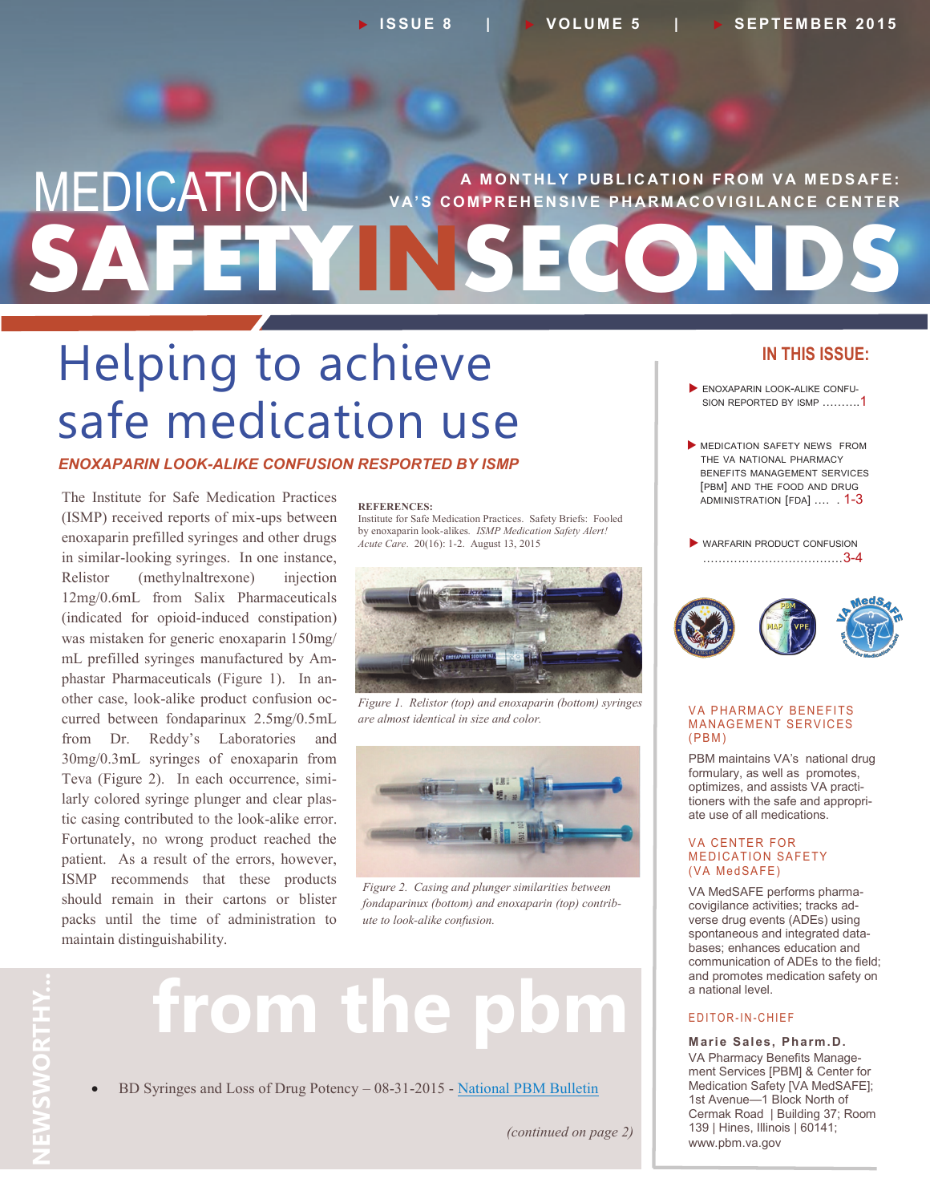# MEDICATION SAFETY IN SECONDS

A MONTHLY PUBLICATION FROM VA MEDSAFE: VA'S COMPREHENSIVE PHARMACOVIGILANCE CENTER

ISSUE 8 | VOLUME 5 | SEPTEMBER 2015

## Helping to achieve safe medication use

### *ENOXAPARIN LOOK-ALIKE CONFUSION RESPORTED BY ISMP*

The Institute for Safe Medication Practices (ISMP) received reports of mix-ups between enoxaparin prefilled syringes and other drugs in similar-looking syringes. In one instance, Relistor (methylnaltrexone) injection 12mg/0.6mL from Salix Pharmaceuticals (indicated for opioid-induced constipation) was mistaken for generic enoxaparin 150mg/mL prefilled syringes manufactured by Amphastar Pharmaceuticals (Figure 1). In another case, look-alike product confusion occurred between fondaparinux 2.5mg/0.5mL from Dr. Reddy's Laboratories and 30mg/0.3mL syringes of enoxaparin from Teva (Figure 2). In each occurrence, similarly colored syringe plunger and clear plastic casing contributed to the look-alike error. Fortunately, no wrong product reached the patient. As a result of the errors, however, ISMP recommends that these products should remain in their cartons or blister packs until the time of administration to maintain distinguishability.

**REFERENCES:**
Institute for Safe Medication Practices. Safety Briefs: Fooled by enoxaparin look-alikes. *ISMP Medication Safety Alert! Acute Care*. 20(16): 1-2. August 13, 2015

*Figure 1. Relistor (top) and enoxaparin (bottom) syringes are almost identical in size and color.*

*Figure 2. Casing and plunger similarities between fondaparinux (bottom) and enoxaparin (top) contribute to look-alike confusion.*

## NEWSWORTHY... from the pbm

- BD Syringes and Loss of Drug Potency – 08-31-2015 - National PBM Bulletin

*(continued on page 2)*

### IN THIS ISSUE:

- ENOXAPARIN LOOK-ALIKE CONFUSION REPORTED BY ISMP ..........1
- MEDICATION SAFETY NEWS FROM THE VA NATIONAL PHARMACY BENEFITS MANAGEMENT SERVICES [PBM] AND THE FOOD AND DRUG ADMINISTRATION [FDA] .... . 1-3
- WARFARIN PRODUCT CONFUSION ....................................3-4

### VA PHARMACY BENEFITS MANAGEMENT SERVICES (PBM)

PBM maintains VA's national drug formulary, as well as promotes, optimizes, and assists VA practitioners with the safe and appropriate use of all medications.

### VA CENTER FOR MEDICATION SAFETY (VA MedSAFE)

VA MedSAFE performs pharmacovigilance activities; tracks adverse drug events (ADEs) using spontaneous and integrated databases; enhances education and communication of ADEs to the field; and promotes medication safety on a national level.

### EDITOR-IN-CHIEF

**Marie Sales, Pharm.D.**
VA Pharmacy Benefits Management Services [PBM] & Center for Medication Safety [VA MedSAFE]; 1st Avenue—1 Block North of Cermak Road | Building 37; Room 139 | Hines, Illinois | 60141; www.pbm.va.gov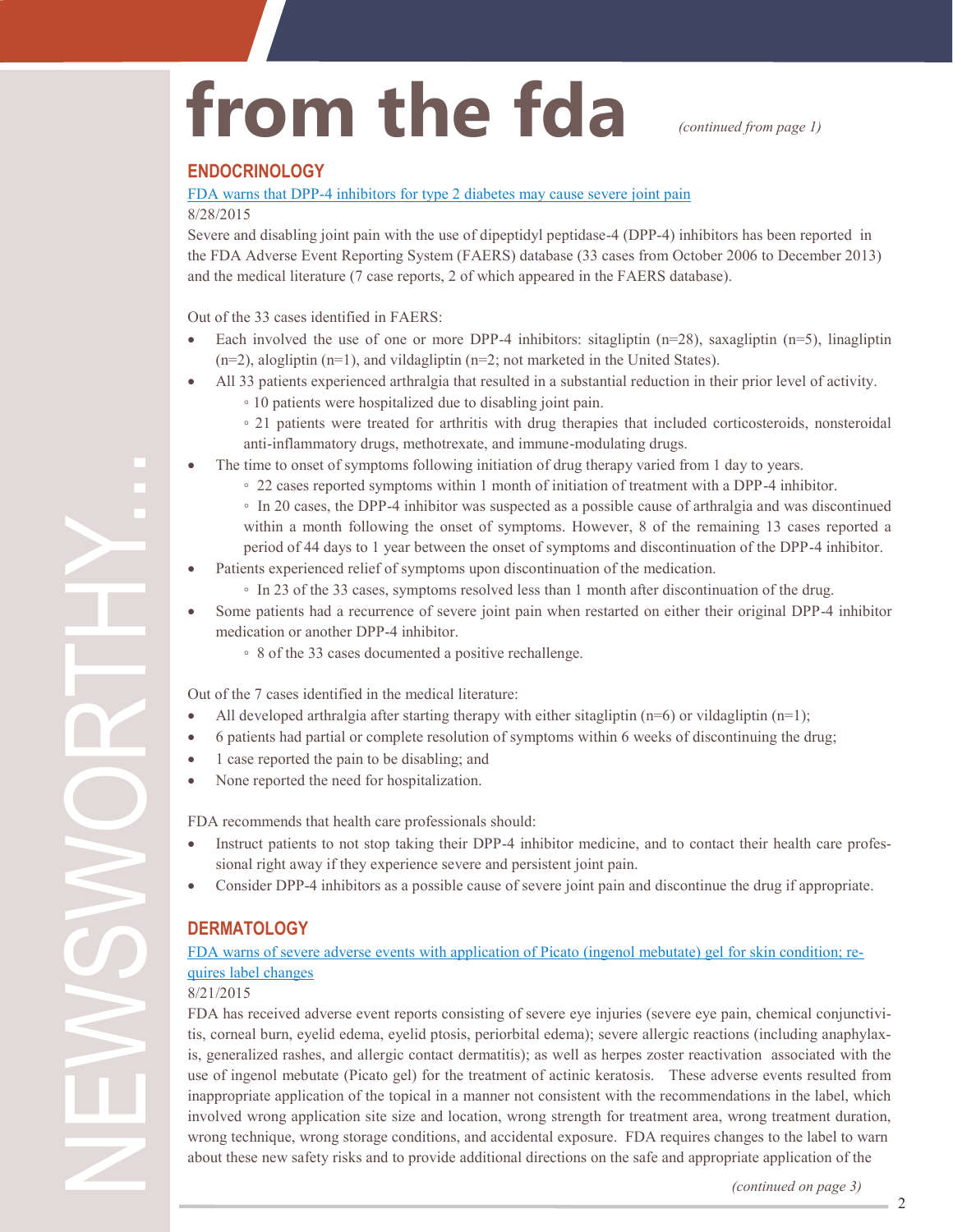# from the fda

*(continued from page 1)*

## ENDOCRINOLOGY

[FDA warns that DPP-4 inhibitors for type 2 diabetes may cause severe joint pain]

8/28/2015

Severe and disabling joint pain with the use of dipeptidyl peptidase-4 (DPP-4) inhibitors has been reported in the FDA Adverse Event Reporting System (FAERS) database (33 cases from October 2006 to December 2013) and the medical literature (7 case reports, 2 of which appeared in the FAERS database).

Out of the 33 cases identified in FAERS:

- Each involved the use of one or more DPP-4 inhibitors: sitagliptin (n=28), saxagliptin (n=5), linagliptin (n=2), alogliptin (n=1), and vildagliptin (n=2; not marketed in the United States).
- All 33 patients experienced arthralgia that resulted in a substantial reduction in their prior level of activity.
  - 10 patients were hospitalized due to disabling joint pain.
  - 21 patients were treated for arthritis with drug therapies that included corticosteroids, nonsteroidal anti-inflammatory drugs, methotrexate, and immune-modulating drugs.
- The time to onset of symptoms following initiation of drug therapy varied from 1 day to years.
  - 22 cases reported symptoms within 1 month of initiation of treatment with a DPP-4 inhibitor.
  - In 20 cases, the DPP-4 inhibitor was suspected as a possible cause of arthralgia and was discontinued within a month following the onset of symptoms. However, 8 of the remaining 13 cases reported a period of 44 days to 1 year between the onset of symptoms and discontinuation of the DPP-4 inhibitor.
- Patients experienced relief of symptoms upon discontinuation of the medication.
  - In 23 of the 33 cases, symptoms resolved less than 1 month after discontinuation of the drug.
- Some patients had a recurrence of severe joint pain when restarted on either their original DPP-4 inhibitor medication or another DPP-4 inhibitor.
  - 8 of the 33 cases documented a positive rechallenge.

Out of the 7 cases identified in the medical literature:

- All developed arthralgia after starting therapy with either sitagliptin (n=6) or vildagliptin (n=1);
- 6 patients had partial or complete resolution of symptoms within 6 weeks of discontinuing the drug;
- 1 case reported the pain to be disabling; and
- None reported the need for hospitalization.

FDA recommends that health care professionals should:

- Instruct patients to not stop taking their DPP-4 inhibitor medicine, and to contact their health care professional right away if they experience severe and persistent joint pain.
- Consider DPP-4 inhibitors as a possible cause of severe joint pain and discontinue the drug if appropriate.

## DERMATOLOGY

[FDA warns of severe adverse events with application of Picato (ingenol mebutate) gel for skin condition; requires label changes]

8/21/2015

FDA has received adverse event reports consisting of severe eye injuries (severe eye pain, chemical conjunctivitis, corneal burn, eyelid edema, eyelid ptosis, periorbital edema); severe allergic reactions (including anaphylaxis, generalized rashes, and allergic contact dermatitis); as well as herpes zoster reactivation associated with the use of ingenol mebutate (Picato gel) for the treatment of actinic keratosis. These adverse events resulted from inappropriate application of the topical in a manner not consistent with the recommendations in the label, which involved wrong application site size and location, wrong strength for treatment area, wrong treatment duration, wrong technique, wrong storage conditions, and accidental exposure. FDA requires changes to the label to warn about these new safety risks and to provide additional directions on the safe and appropriate application of the

*(continued on page 3)*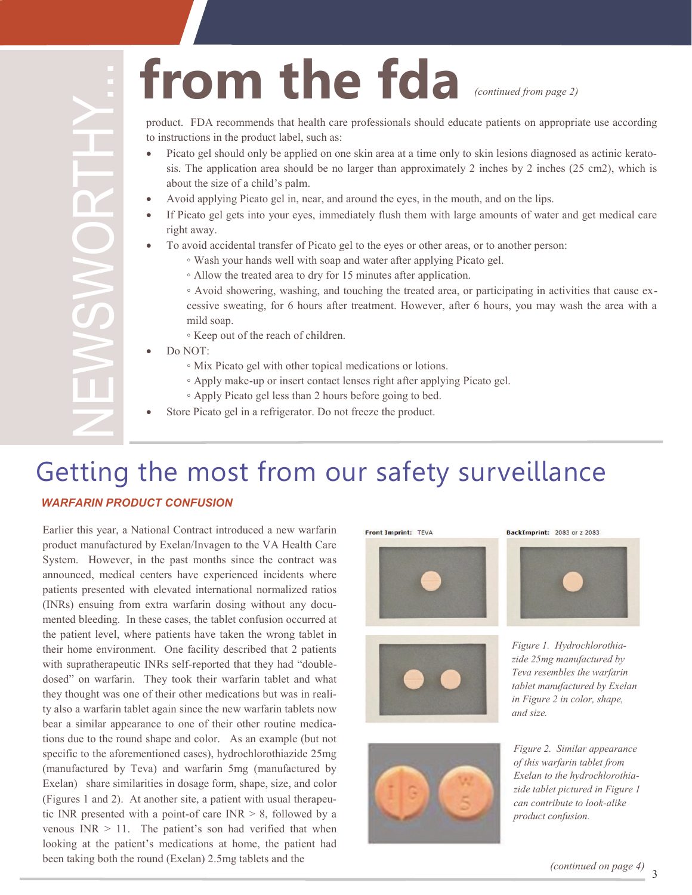# from the fda *(continued from page 2)*

product. FDA recommends that health care professionals should educate patients on appropriate use according to instructions in the product label, such as:

- Picato gel should only be applied on one skin area at a time only to skin lesions diagnosed as actinic keratosis. The application area should be no larger than approximately 2 inches by 2 inches (25 cm2), which is about the size of a child's palm.
- Avoid applying Picato gel in, near, and around the eyes, in the mouth, and on the lips.
- If Picato gel gets into your eyes, immediately flush them with large amounts of water and get medical care right away.
- To avoid accidental transfer of Picato gel to the eyes or other areas, or to another person:
  - Wash your hands well with soap and water after applying Picato gel.
  - Allow the treated area to dry for 15 minutes after application.
  - Avoid showering, washing, and touching the treated area, or participating in activities that cause excessive sweating, for 6 hours after treatment. However, after 6 hours, you may wash the area with a mild soap.
  - Keep out of the reach of children.
- Do NOT:
  - Mix Picato gel with other topical medications or lotions.
  - Apply make-up or insert contact lenses right after applying Picato gel.
  - Apply Picato gel less than 2 hours before going to bed.
- Store Picato gel in a refrigerator. Do not freeze the product.

# Getting the most from our safety surveillance

## WARFARIN PRODUCT CONFUSION

Earlier this year, a National Contract introduced a new warfarin product manufactured by Exelan/Invagen to the VA Health Care System. However, in the past months since the contract was announced, medical centers have experienced incidents where patients presented with elevated international normalized ratios (INRs) ensuing from extra warfarin dosing without any documented bleeding. In these cases, the tablet confusion occurred at the patient level, where patients have taken the wrong tablet in their home environment. One facility described that 2 patients with supratherapeutic INRs self-reported that they had "double-dosed" on warfarin. They took their warfarin tablet and what they thought was one of their other medications but was in reality also a warfarin tablet again since the new warfarin tablets now bear a similar appearance to one of their other routine medications due to the round shape and color. As an example (but not specific to the aforementioned cases), hydrochlorothiazide 25mg (manufactured by Teva) and warfarin 5mg (manufactured by Exelan) share similarities in dosage form, shape, size, and color (Figures 1 and 2). At another site, a patient with usual therapeutic INR presented with a point-of care INR > 8, followed by a venous INR > 11. The patient's son had verified that when looking at the patient's medications at home, the patient had been taking both the round (Exelan) 2.5mg tablets and the

Front Imprint: TEVA

BackImprint: 2083 or z 2083

*Figure 1. Hydrochlorothiazide 25mg manufactured by Teva resembles the warfarin tablet manufactured by Exelan in Figure 2 in color, shape, and size.*

*Figure 2. Similar appearance of this warfarin tablet from Exelan to the hydrochlorothiazide tablet pictured in Figure 1 can contribute to look-alike product confusion.*

*(continued on page 4)*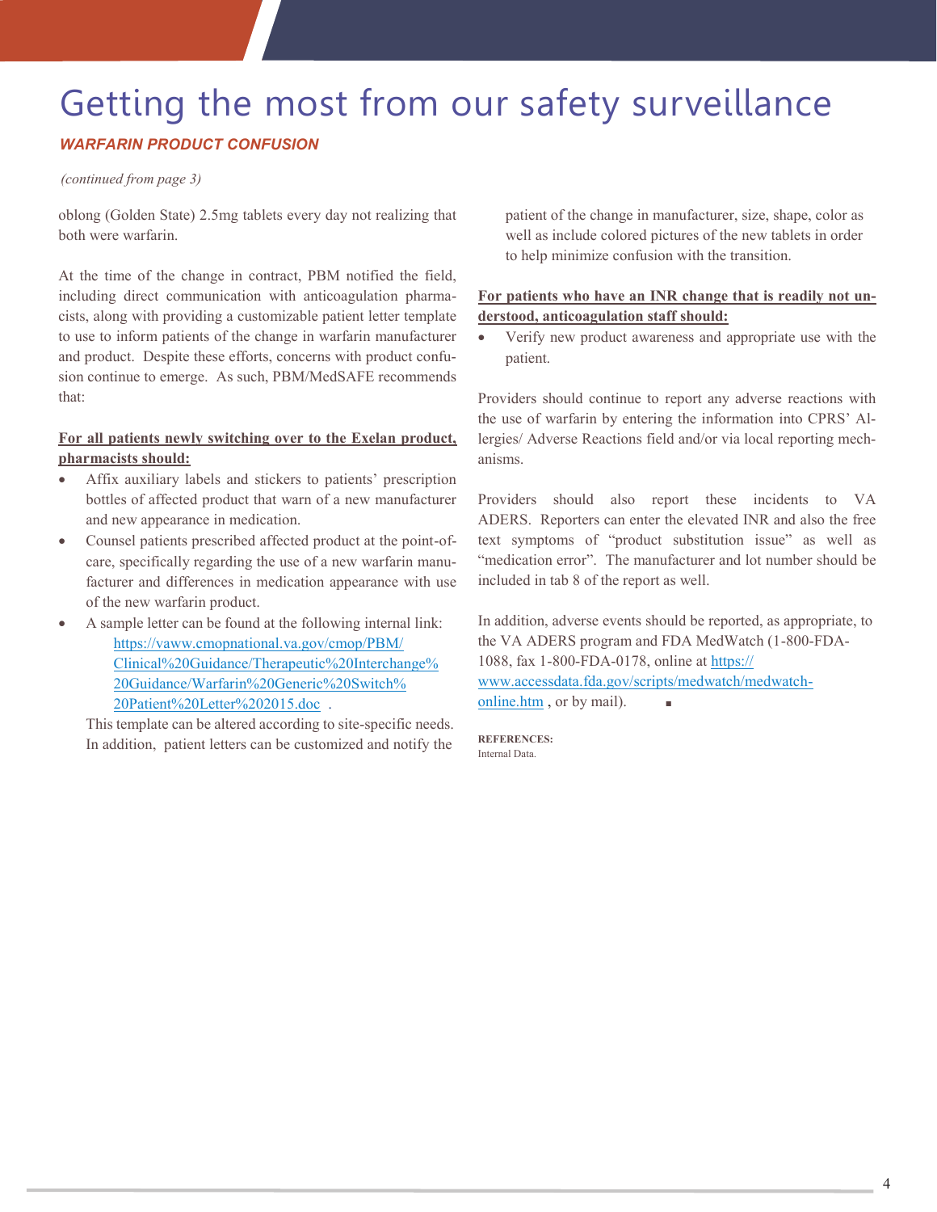# Getting the most from our safety surveillance

### *WARFARIN PRODUCT CONFUSION*

*(continued from page 3)*

oblong (Golden State) 2.5mg tablets every day not realizing that both were warfarin.

At the time of the change in contract, PBM notified the field, including direct communication with anticoagulation pharmacists, along with providing a customizable patient letter template to use to inform patients of the change in warfarin manufacturer and product. Despite these efforts, concerns with product confusion continue to emerge. As such, PBM/MedSAFE recommends that:

**For all patients newly switching over to the Exelan product, pharmacists should:**

- Affix auxiliary labels and stickers to patients' prescription bottles of affected product that warn of a new manufacturer and new appearance in medication.
- Counsel patients prescribed affected product at the point-of-care, specifically regarding the use of a new warfarin manufacturer and differences in medication appearance with use of the new warfarin product.
- A sample letter can be found at the following internal link: https://vaww.cmopnational.va.gov/cmop/PBM/Clinical%20Guidance/Therapeutic%20Interchange%20Guidance/Warfarin%20Generic%20Switch%20Patient%20Letter%202015.doc .

  This template can be altered according to site-specific needs. In addition, patient letters can be customized and notify the patient of the change in manufacturer, size, shape, color as well as include colored pictures of the new tablets in order to help minimize confusion with the transition.

**For patients who have an INR change that is readily not understood, anticoagulation staff should:**

- Verify new product awareness and appropriate use with the patient.

Providers should continue to report any adverse reactions with the use of warfarin by entering the information into CPRS' Allergies/ Adverse Reactions field and/or via local reporting mechanisms.

Providers should also report these incidents to VA ADERS. Reporters can enter the elevated INR and also the free text symptoms of "product substitution issue" as well as "medication error". The manufacturer and lot number should be included in tab 8 of the report as well.

In addition, adverse events should be reported, as appropriate, to the VA ADERS program and FDA MedWatch (1-800-FDA-1088, fax 1-800-FDA-0178, online at https://www.accessdata.fda.gov/scripts/medwatch/medwatch-online.htm , or by mail). ▪

**REFERENCES:**

Internal Data.